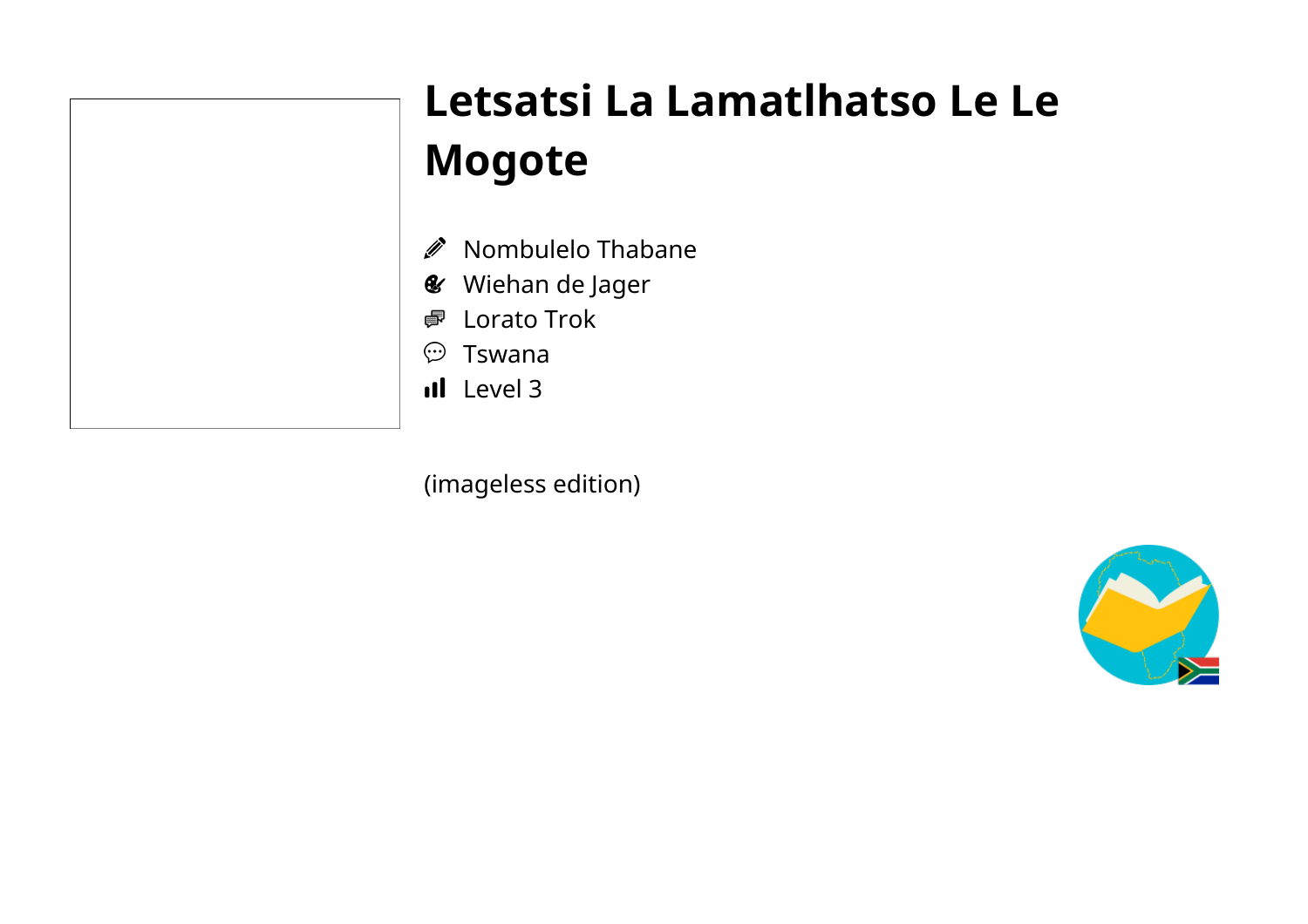# Letsatsi La Lamatlhatso Le Le Mogote

- Nombulelo Thabane
- Wiehan de Jager
- Lorato Trok
- Tswana
- Level 3

(imageless edition)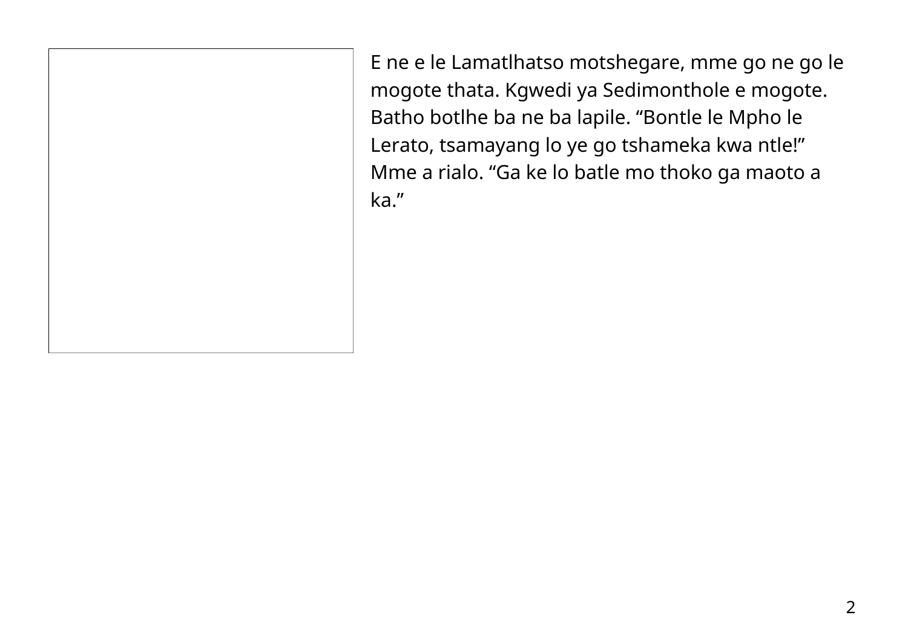E ne e le Lamatlhatso motshegare, mme go ne go le mogote thata. Kgwedi ya Sedimonthole e mogote. Batho botlhe ba ne ba lapile. “Bontle le Mpho le Lerato, tsamayang lo ye go tshameka kwa ntle!” Mme a rialo. “Ga ke lo batle mo thoko ga maoto a ka.”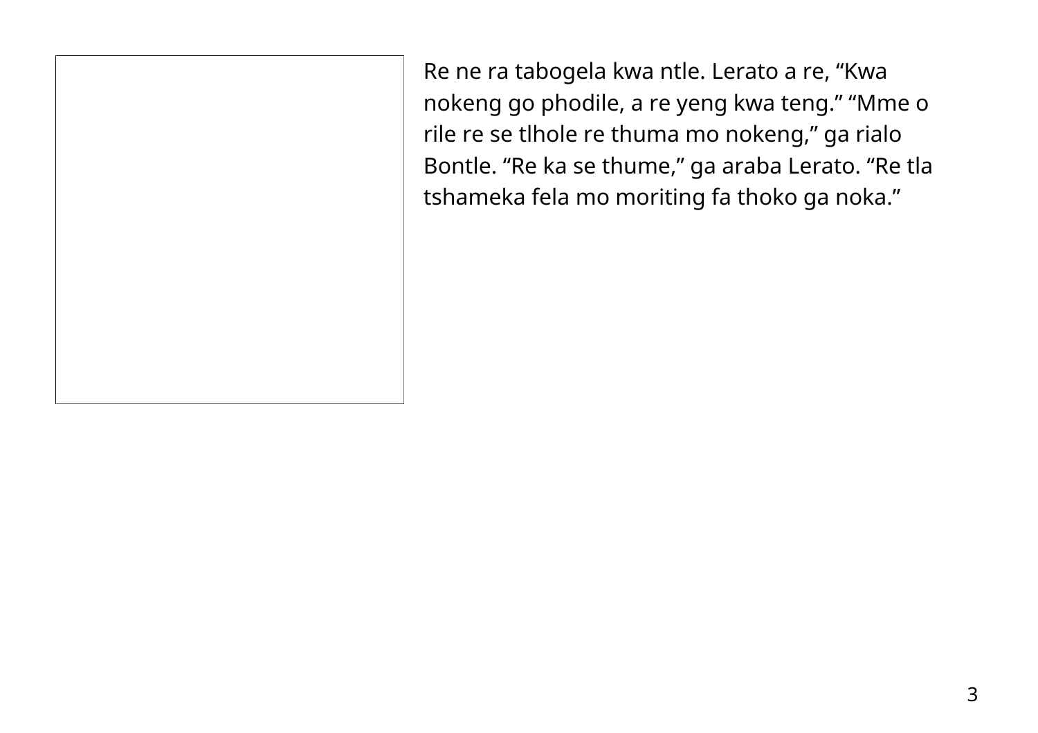Re ne ra tabogela kwa ntle. Lerato a re, “Kwa nokeng go phodile, a re yeng kwa teng.” “Mme o rile re se tlhole re thuma mo nokeng,” ga rialo Bontle. “Re ka se thume,” ga araba Lerato. “Re tla tshameka fela mo moriting fa thoko ga noka.”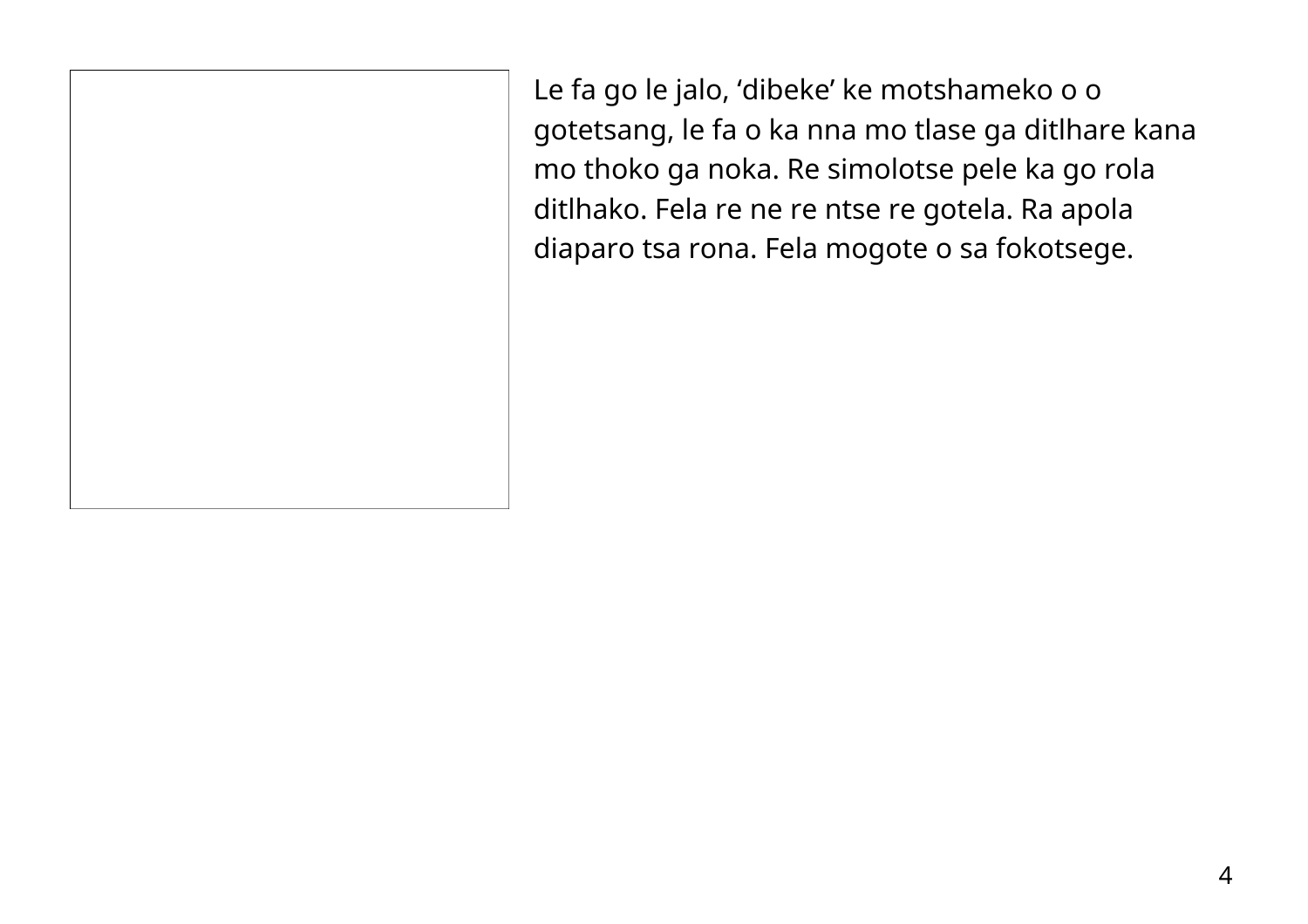Le fa go le jalo, ‘dibeke’ ke motshameko o o gotetsang, le fa o ka nna mo tlase ga ditlhare kana mo thoko ga noka. Re simolotse pele ka go rola ditlhako. Fela re ne re ntse re gotela. Ra apola diaparo tsa rona. Fela mogote o sa fokotsege.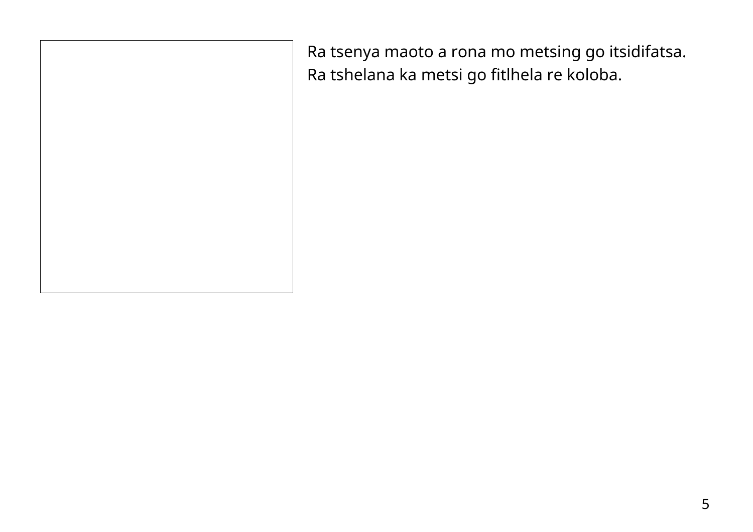Ra tsenya maoto a rona mo metsing go itsidifatsa.
Ra tshelana ka metsi go fitlhela re koloba.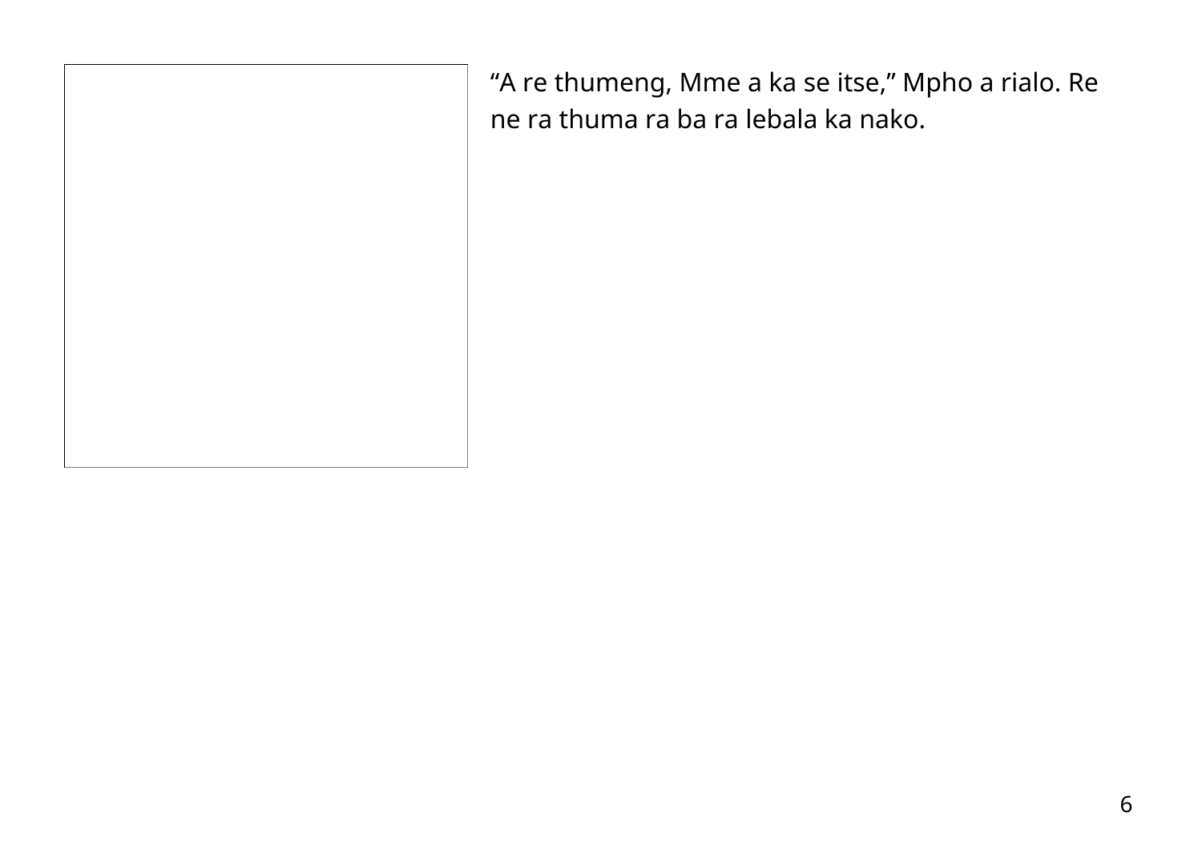"A re thumeng, Mme a ka se itse," Mpho a rialo. Re ne ra thuma ra ba ra lebala ka nako.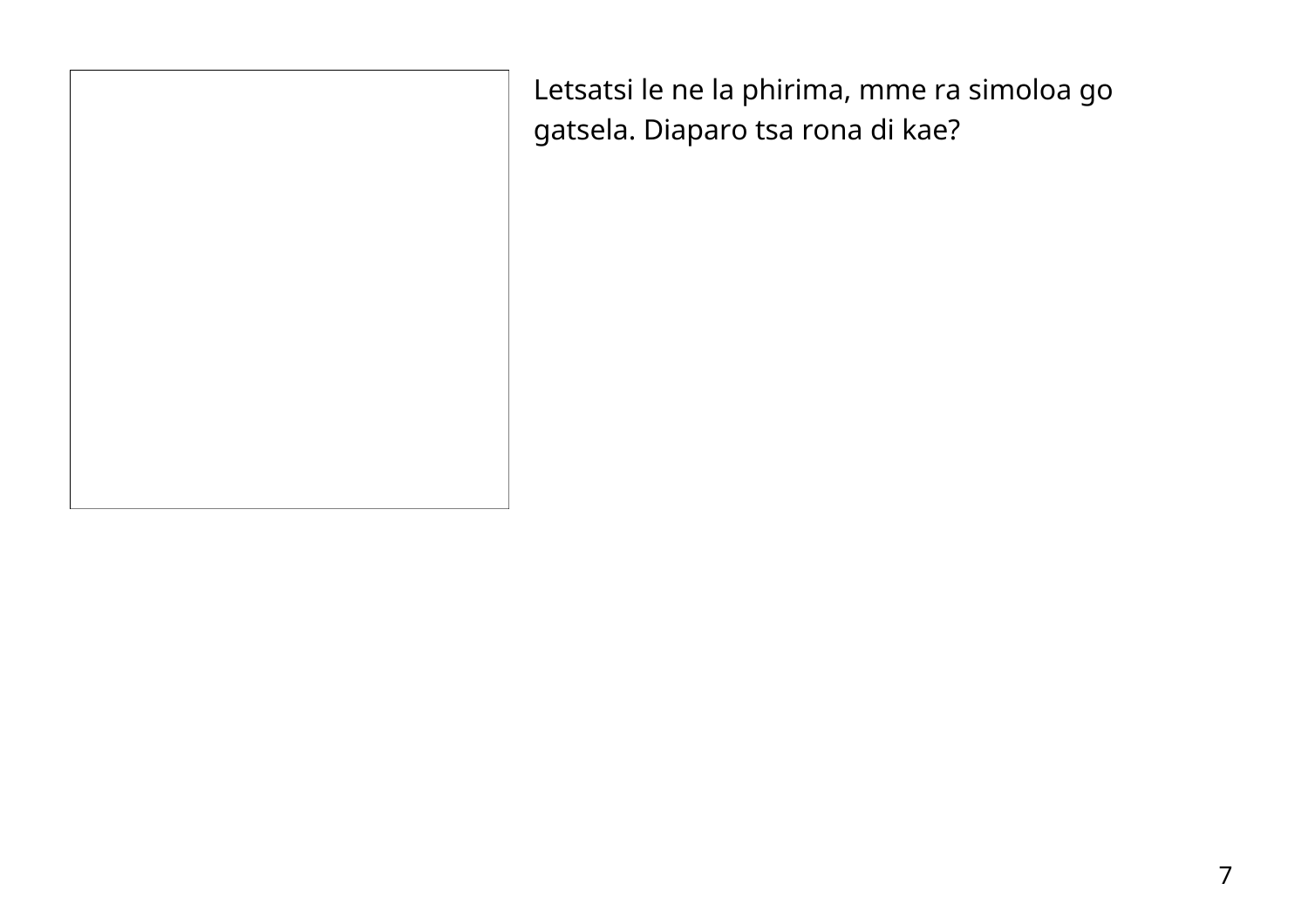Letsatsi le ne la phirima, mme ra simoloa go gatsela. Diaparo tsa rona di kae?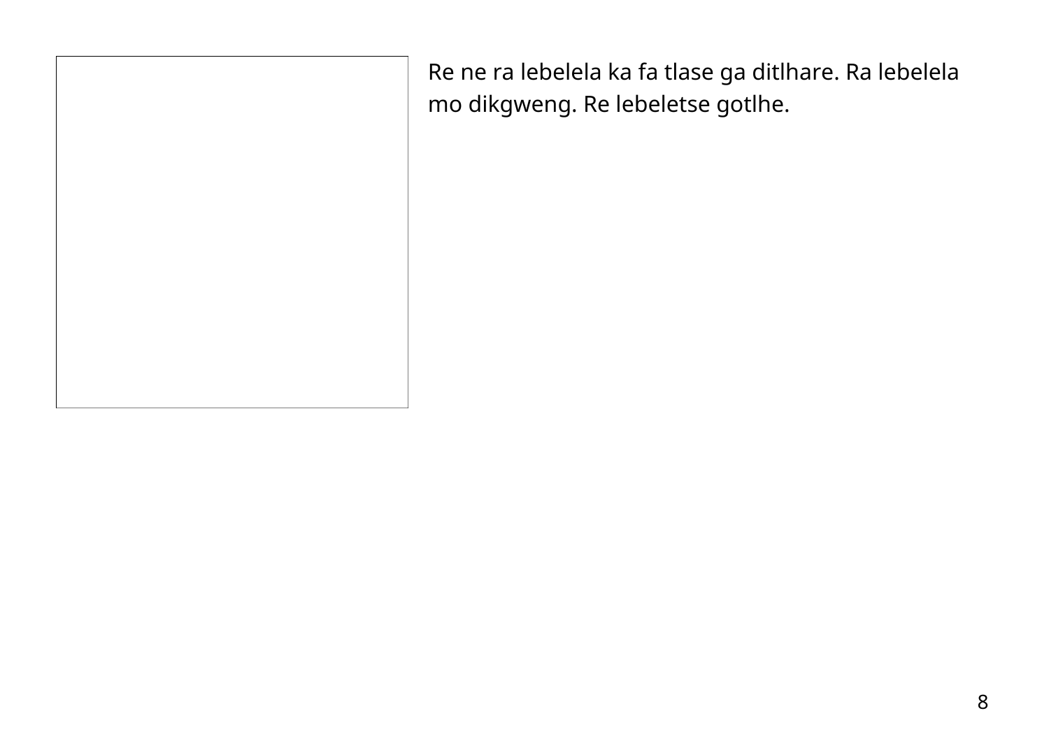Re ne ra lebelela ka fa tlase ga ditlhare. Ra lebelela mo dikgweng. Re lebeletse gotlhe.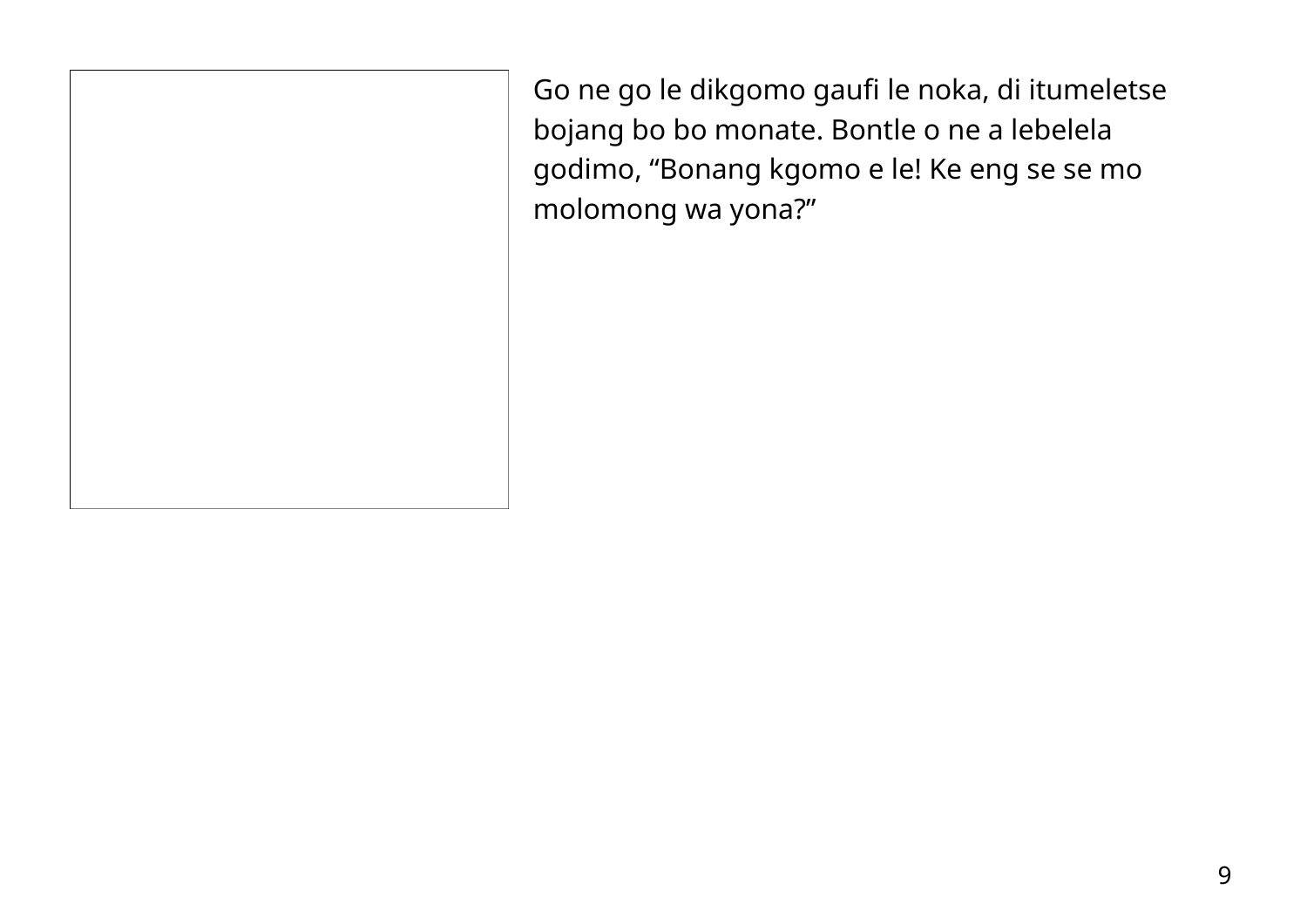Go ne go le dikgomo gaufi le noka, di itumeletse bojang bo bo monate. Bontle o ne a lebelela godimo, “Bonang kgomo e le! Ke eng se se mo molomong wa yona?”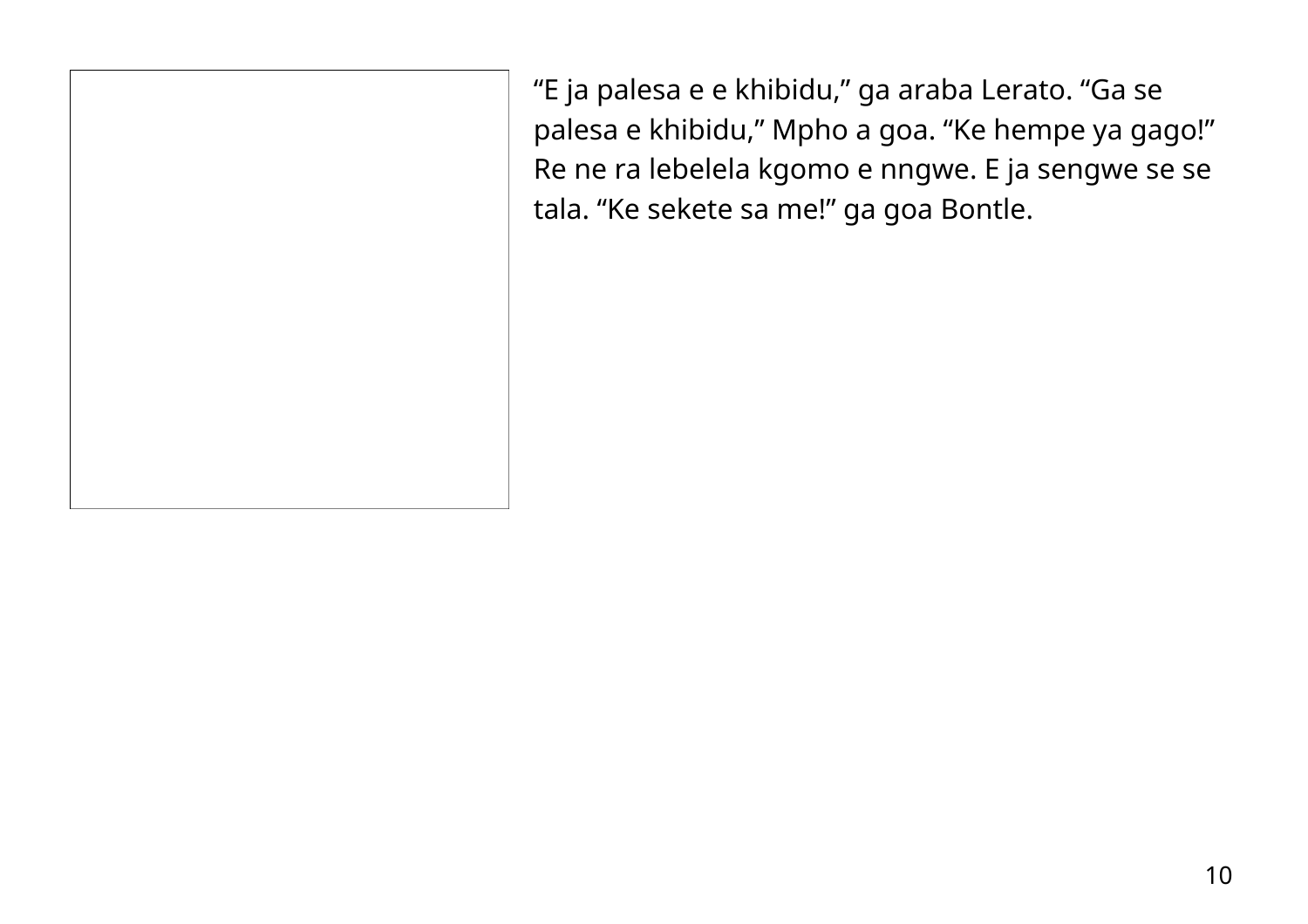“E ja palesa e e khibidu,” ga araba Lerato. “Ga se palesa e khibidu,” Mpho a goa. “Ke hempe ya gago!” Re ne ra lebelela kgomo e nngwe. E ja sengwe se se tala. “Ke sekete sa me!” ga goa Bontle.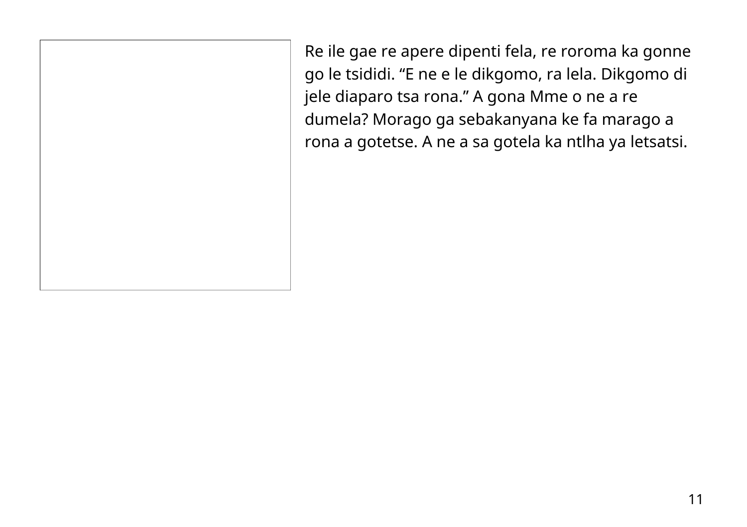Re ile gae re apere dipenti fela, re roroma ka gonne go le tsididi. “E ne e le dikgomo, ra lela. Dikgomo di jele diaparo tsa rona.” A gona Mme o ne a re dumela? Morago ga sebakanyana ke fa marago a rona a gotetse. A ne a sa gotela ka ntlha ya letsatsi.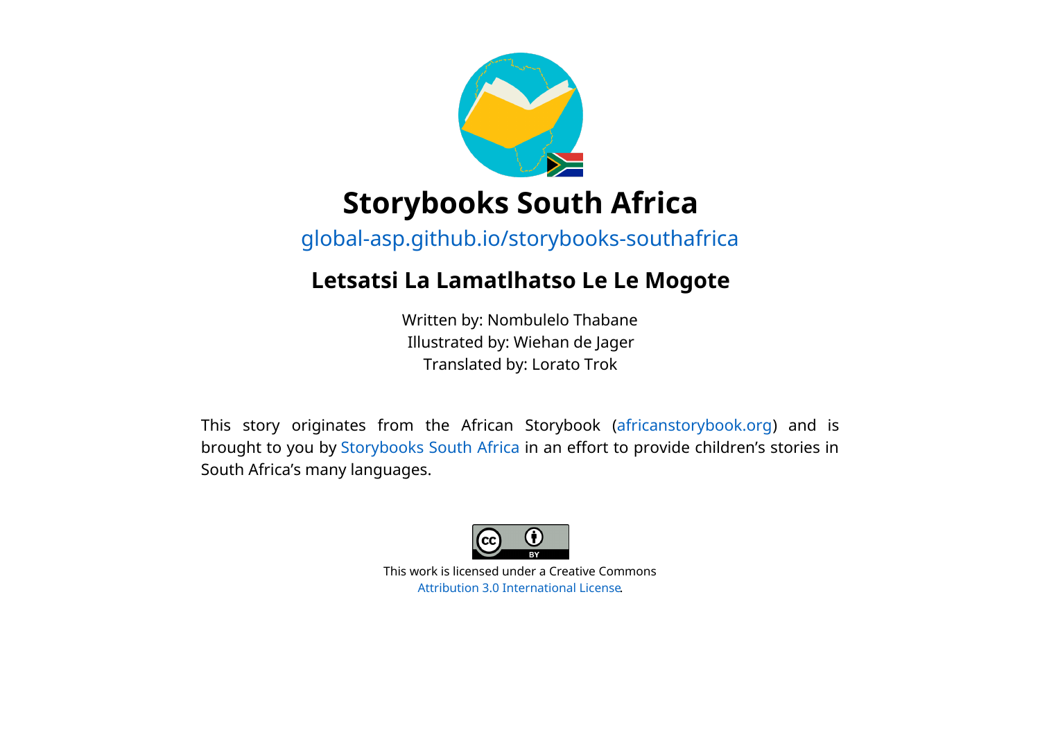# Storybooks South Africa

global-asp.github.io/storybooks-southafrica

## Letsatsi La Lamatlhatso Le Le Mogote

Written by: Nombulelo Thabane
Illustrated by: Wiehan de Jager
Translated by: Lorato Trok

This story originates from the African Storybook (africanstorybook.org) and is brought to you by Storybooks South Africa in an effort to provide children's stories in South Africa's many languages.

This work is licensed under a Creative Commons Attribution 3.0 International License.